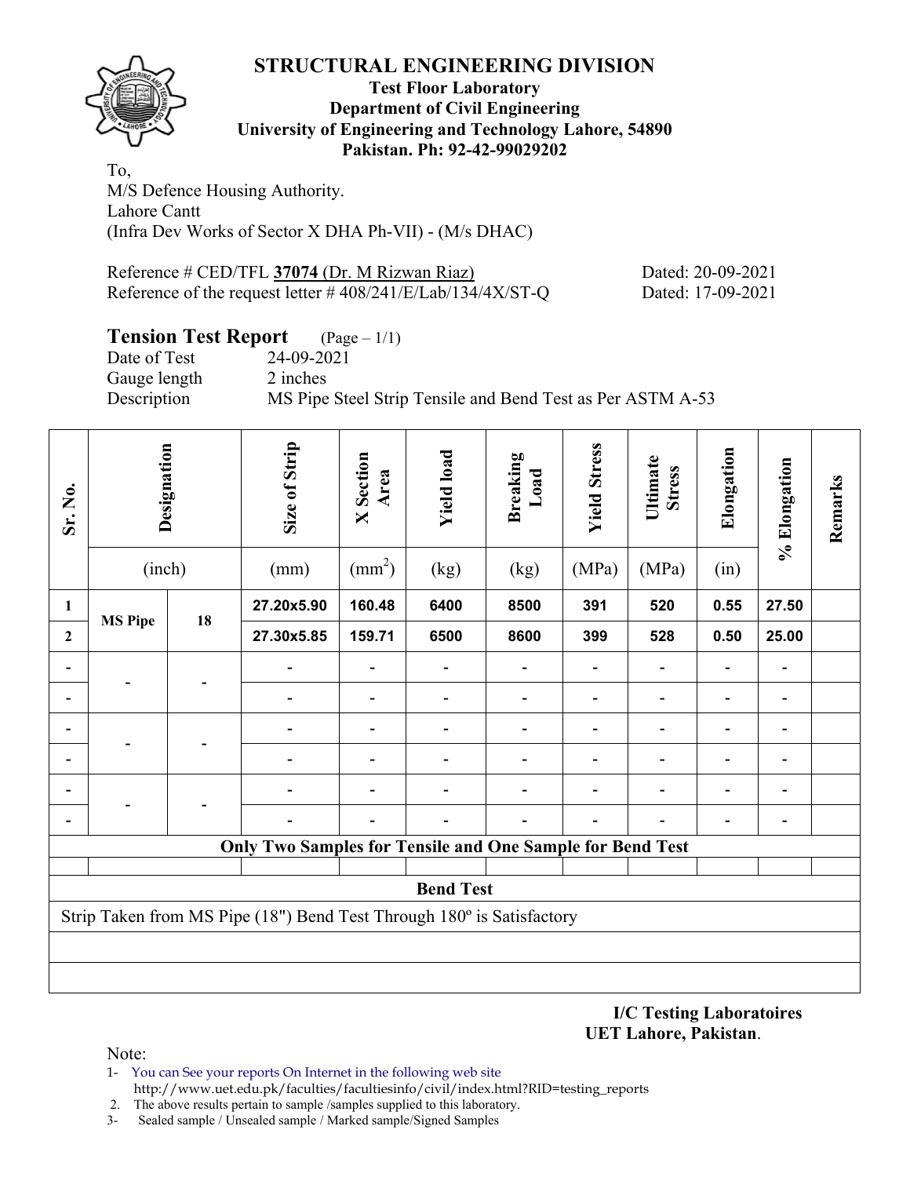# STRUCTURAL ENGINEERING DIVISION

**Test Floor Laboratory**
**Department of Civil Engineering**
**University of Engineering and Technology Lahore, 54890**
**Pakistan. Ph: 92-42-99029202**

To,
M/S Defence Housing Authority.
Lahore Cantt
(Infra Dev Works of Sector X DHA Ph-VII) - (M/s DHAC)

Reference # CED/TFL **37074** (Dr. M Rizwan Riaz) Dated: 20-09-2021
Reference of the request letter # 408/241/E/Lab/134/4X/ST-Q Dated: 17-09-2021

## Tension Test Report (Page – 1/1)

Date of Test 24-09-2021
Gauge length 2 inches
Description MS Pipe Steel Strip Tensile and Bend Test as Per ASTM A-53

| Sr. No. | Designation | | Size of Strip | X Section Area | Yield load | Breaking Load | Yield Stress | Ultimate Stress | Elongation | % Elongation | Remarks |
|---|---|---|---|---|---|---|---|---|---|---|---|
| | (inch) | | (mm) | (mm$^2$) | (kg) | (kg) | (MPa) | (MPa) | (in) | | |
| **1** | **MS Pipe** | **18** | **27.20x5.90** | **160.48** | **6400** | **8500** | **391** | **520** | **0.55** | **27.50** | |
| **2** | | | **27.30x5.85** | **159.71** | **6500** | **8600** | **399** | **528** | **0.50** | **25.00** | |
| - | - | - | - | - | - | - | - | - | - | - | |
| - | | | - | - | - | - | - | - | - | - | |
| - | - | - | - | - | - | - | - | - | - | - | |
| - | | | - | - | - | - | - | - | - | - | |
| - | - | - | - | - | - | - | - | - | - | - | |
| - | | | - | - | - | - | - | - | - | - | |
| **Only Two Samples for Tensile and One Sample for Bend Test** | | | | | | | | | | | |
| **Bend Test** | | | | | | | | | | | |
| Strip Taken from MS Pipe (18") Bend Test Through 180º is Satisfactory | | | | | | | | | | | |

**I/C Testing Laboratoires**
**UET Lahore, Pakistan**.

Note:
1- You can See your reports On Internet in the following web site
http://www.uet.edu.pk/faculties/facultiesinfo/civil/index.html?RID=testing_reports
2. The above results pertain to sample /samples supplied to this laboratory.
3- Sealed sample / Unsealed sample / Marked sample/Signed Samples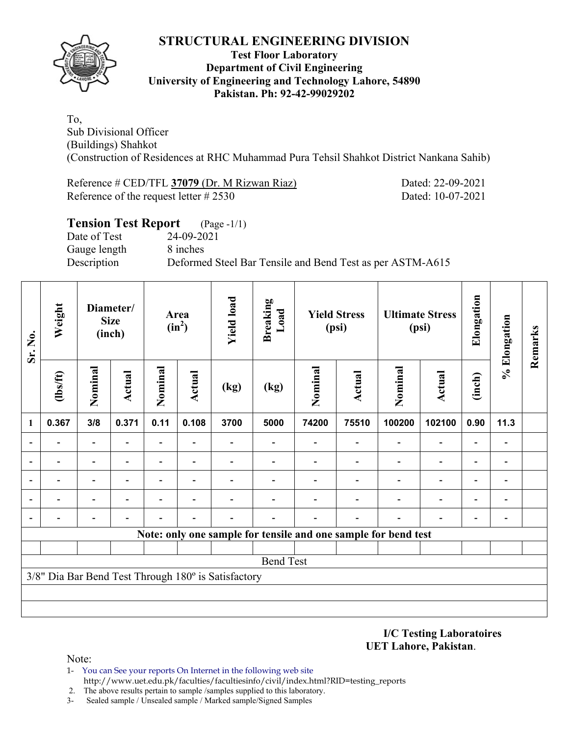# STRUCTURAL ENGINEERING DIVISION

**Test Floor Laboratory**
**Department of Civil Engineering**
**University of Engineering and Technology Lahore, 54890**
**Pakistan. Ph: 92-42-99029202**

To,
Sub Divisional Officer
(Buildings) Shahkot
(Construction of Residences at RHC Muhammad Pura Tehsil Shahkot District Nankana Sahib)

Reference # CED/TFL **37079** (Dr. M Rizwan Riaz) Dated: 22-09-2021
Reference of the request letter # 2530 Dated: 10-07-2021

## Tension Test Report (Page -1/1)

Date of Test 24-09-2021
Gauge length 8 inches
Description Deformed Steel Bar Tensile and Bend Test as per ASTM-A615

| Sr. No. | Weight | Diameter/ Size (inch) | | Area ($in^2$) | | Yield load | Breaking Load | Yield Stress (psi) | | Ultimate Stress (psi) | | Elongation | % Elongation | Remarks |
|---|---|---|---|---|---|---|---|---|---|---|---|---|---|---|
| | (lbs/ft) | Nominal | Actual | Nominal | Actual | (kg) | (kg) | Nominal | Actual | Nominal | Actual | (inch) | | |
| **1** | **0.367** | **3/8** | **0.371** | **0.11** | **0.108** | **3700** | **5000** | **74200** | **75510** | **100200** | **102100** | **0.90** | **11.3** | |
| - | - | - | - | - | - | - | - | - | - | - | - | - | - | |
| - | - | - | - | - | - | - | - | - | - | - | - | - | - | |
| - | - | - | - | - | - | - | - | - | - | - | - | - | - | |
| - | - | - | - | - | - | - | - | - | - | - | - | - | - | |
| - | - | - | - | - | - | - | - | - | - | - | - | - | - | |
| **Note: only one sample for tensile and one sample for bend test** | | | | | | | | | | | | | | |
| | | | | | | | | | | | | | | |
| Bend Test | | | | | | | | | | | | | | |
| 3/8" Dia Bar Bend Test Through 180º is Satisfactory | | | | | | | | | | | | | | |

**I/C Testing Laboratoires**
**UET Lahore, Pakistan**.

Note:
1- You can See your reports On Internet in the following web site
http://www.uet.edu.pk/faculties/facultiesinfo/civil/index.html?RID=testing_reports
2. The above results pertain to sample /samples supplied to this laboratory.
3- Sealed sample / Unsealed sample / Marked sample/Signed Samples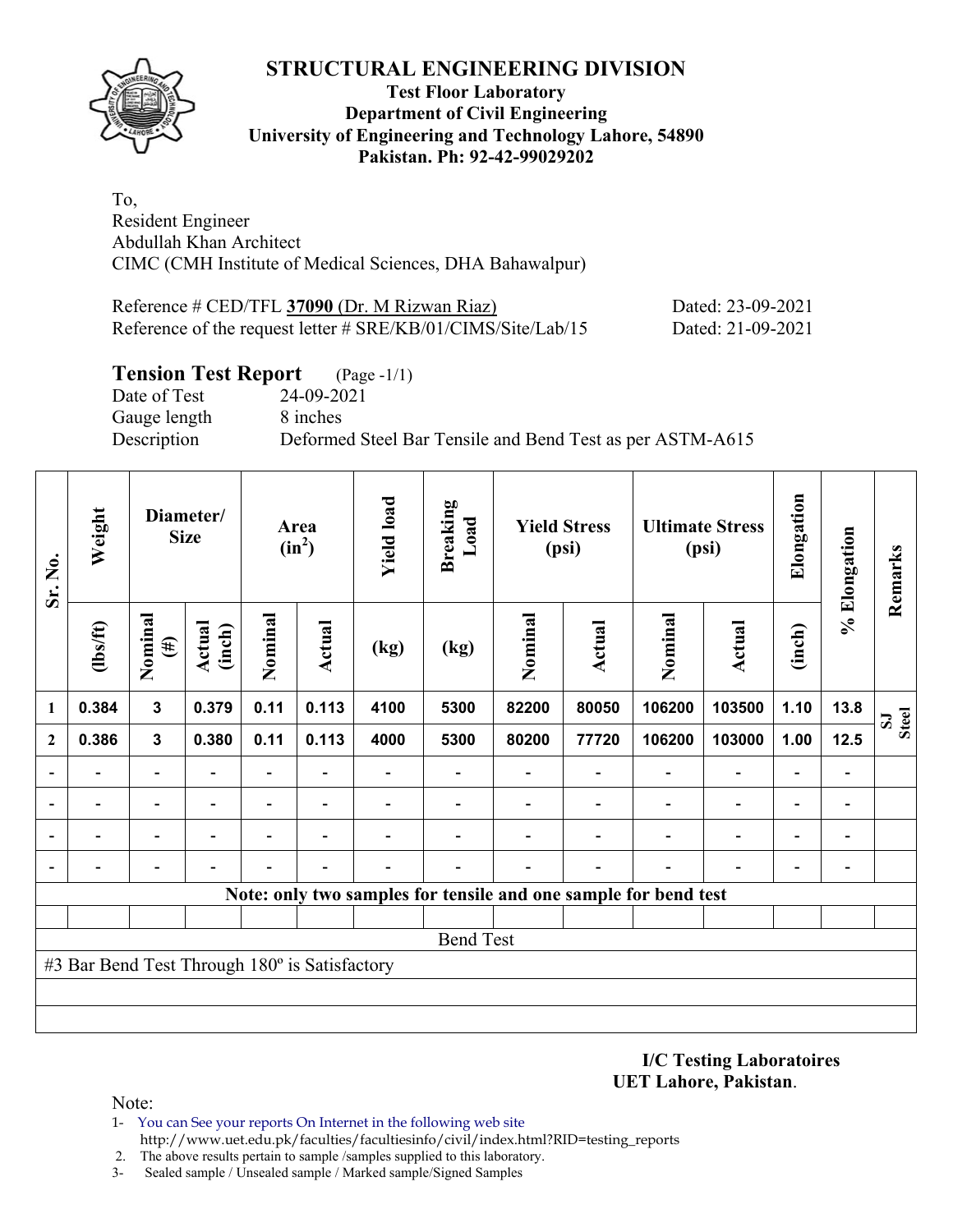# STRUCTURAL ENGINEERING DIVISION

**Test Floor Laboratory**
**Department of Civil Engineering**
**University of Engineering and Technology Lahore, 54890**
**Pakistan. Ph: 92-42-99029202**

To,
Resident Engineer
Abdullah Khan Architect
CIMC (CMH Institute of Medical Sciences, DHA Bahawalpur)

Reference # CED/TFL **37090** (Dr. M Rizwan Riaz) Dated: 23-09-2021
Reference of the request letter # SRE/KB/01/CIMS/Site/Lab/15 Dated: 21-09-2021

## Tension Test Report (Page -1/1)

Date of Test 24-09-2021
Gauge length 8 inches
Description Deformed Steel Bar Tensile and Bend Test as per ASTM-A615

| Sr. No. | Weight | Diameter/ Size | | Area ($in^2$) | | Yield load | Breaking Load | Yield Stress (psi) | | Ultimate Stress (psi) | | Elongation | % Elongation | Remarks |
|---|---|---|---|---|---|---|---|---|---|---|---|---|---|---|
| | (lbs/ft) | Nominal (#) | Actual (inch) | Nominal | Actual | (kg) | (kg) | Nominal | Actual | Nominal | Actual | (inch) | | |
| 1 | 0.384 | 3 | 0.379 | 0.11 | 0.113 | 4100 | 5300 | 82200 | 80050 | 106200 | 103500 | 1.10 | 13.8 | SJ Steel |
| 2 | 0.386 | 3 | 0.380 | 0.11 | 0.113 | 4000 | 5300 | 80200 | 77720 | 106200 | 103000 | 1.00 | 12.5 | |
| - | - | - | - | - | - | - | - | - | - | - | - | - | - | |
| - | - | - | - | - | - | - | - | - | - | - | - | - | - | |
| - | - | - | - | - | - | - | - | - | - | - | - | - | - | |
| - | - | - | - | - | - | - | - | - | - | - | - | - | - | |

**Note: only two samples for tensile and one sample for bend test**

Bend Test

#3 Bar Bend Test Through 180º is Satisfactory

**I/C Testing Laboratoires**
**UET Lahore, Pakistan**.

Note:

1- You can See your reports On Internet in the following web site
http://www.uet.edu.pk/faculties/facultiesinfo/civil/index.html?RID=testing_reports
2. The above results pertain to sample /samples supplied to this laboratory.
3- Sealed sample / Unsealed sample / Marked sample/Signed Samples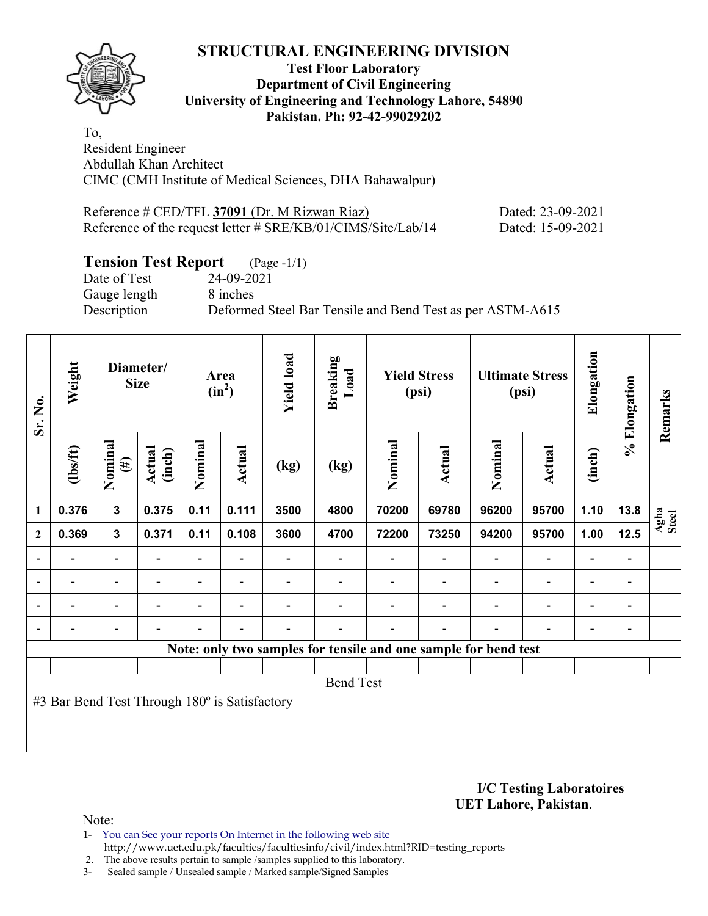# STRUCTURAL ENGINEERING DIVISION

**Test Floor Laboratory**
**Department of Civil Engineering**
**University of Engineering and Technology Lahore, 54890**
**Pakistan. Ph: 92-42-99029202**

To,
Resident Engineer
Abdullah Khan Architect
CIMC (CMH Institute of Medical Sciences, DHA Bahawalpur)

Reference # CED/TFL **37091** (Dr. M Rizwan Riaz) Dated: 23-09-2021
Reference of the request letter # SRE/KB/01/CIMS/Site/Lab/14 Dated: 15-09-2021

## Tension Test Report (Page -1/1)

Date of Test 24-09-2021
Gauge length 8 inches
Description Deformed Steel Bar Tensile and Bend Test as per ASTM-A615

| Sr. No. | Weight | Diameter/ Size | | Area ($in^2$) | | Yield load | Breaking Load | Yield Stress (psi) | | Ultimate Stress (psi) | | Elongation | % Elongation | Remarks |
|---|---|---|---|---|---|---|---|---|---|---|---|---|---|---|
| | (lbs/ft) | Nominal (#) | Actual (inch) | Nominal | Actual | (kg) | (kg) | Nominal | Actual | Nominal | Actual | (inch) | | |
| 1 | 0.376 | 3 | 0.375 | 0.11 | 0.111 | 3500 | 4800 | 70200 | 69780 | 96200 | 95700 | 1.10 | 13.8 | Agha Steel |
| 2 | 0.369 | 3 | 0.371 | 0.11 | 0.108 | 3600 | 4700 | 72200 | 73250 | 94200 | 95700 | 1.00 | 12.5 | |
| - | - | - | - | - | - | - | - | - | - | - | - | - | - | |
| - | - | - | - | - | - | - | - | - | - | - | - | - | - | |
| - | - | - | - | - | - | - | - | - | - | - | - | - | - | |
| - | - | - | - | - | - | - | - | - | - | - | - | - | - | |
| Note: only two samples for tensile and one sample for bend test | | | | | | | | | | | | | | |
| | | | | | | | | | | | | | | |
| Bend Test | | | | | | | | | | | | | | |
| #3 Bar Bend Test Through 180º is Satisfactory | | | | | | | | | | | | | | |

**I/C Testing Laboratoires**
**UET Lahore, Pakistan**.

Note:
1- You can See your reports On Internet in the following web site
http://www.uet.edu.pk/faculties/facultiesinfo/civil/index.html?RID=testing_reports
2. The above results pertain to sample /samples supplied to this laboratory.
3- Sealed sample / Unsealed sample / Marked sample/Signed Samples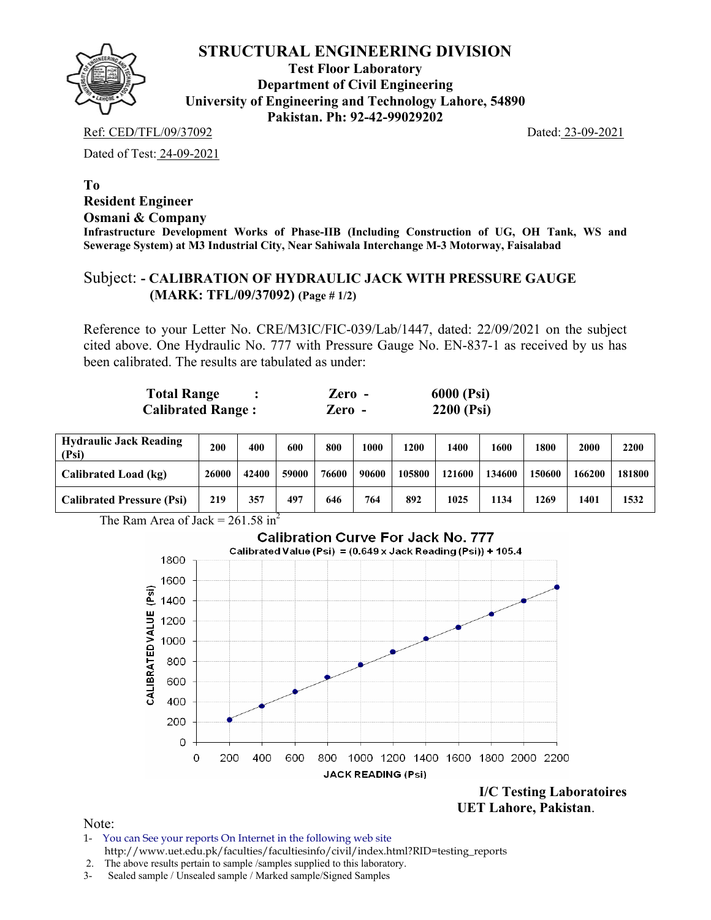# STRUCTURAL ENGINEERING DIVISION

**Test Floor Laboratory**
**Department of Civil Engineering**
**University of Engineering and Technology Lahore, 54890**
**Pakistan. Ph: 92-42-99029202**

Ref: CED/TFL/09/37092 Dated: 23-09-2021

Dated of Test: 24-09-2021

**To**
**Resident Engineer**
**Osmani & Company**
**Infrastructure Development Works of Phase-IIB (Including Construction of UG, OH Tank, WS and Sewerage System) at M3 Industrial City, Near Sahiwala Interchange M-3 Motorway, Faisalabad**

## Subject: - CALIBRATION OF HYDRAULIC JACK WITH PRESSURE GAUGE (MARK: TFL/09/37092) (Page # 1/2)

Reference to your Letter No. CRE/M3IC/FIC-039/Lab/1447, dated: 22/09/2021 on the subject cited above. One Hydraulic No. 777 with Pressure Gauge No. EN-837-1 as received by us has been calibrated. The results are tabulated as under:

**Total Range : Zero - 6000 (Psi)**
**Calibrated Range : Zero - 2200 (Psi)**

| Hydraulic Jack Reading (Psi) | 200 | 400 | 600 | 800 | 1000 | 1200 | 1400 | 1600 | 1800 | 2000 | 2200 |
|---|---|---|---|---|---|---|---|---|---|---|---|
| Calibrated Load (kg) | 26000 | 42400 | 59000 | 76600 | 90600 | 105800 | 121600 | 134600 | 150600 | 166200 | 181800 |
| Calibrated Pressure (Psi) | 219 | 357 | 497 | 646 | 764 | 892 | 1025 | 1134 | 1269 | 1401 | 1532 |

The Ram Area of Jack = 261.58 $in^2$

**Calibration Curve For Jack No. 777**
Calibrated Value (Psi) = (0.649 x Jack Reading (Psi)) + 105.4

**I/C Testing Laboratoires**
**UET Lahore, Pakistan.**

Note:
1- You can See your reports On Internet in the following web site http://www.uet.edu.pk/faculties/facultiesinfo/civil/index.html?RID=testing_reports
2. The above results pertain to sample /samples supplied to this laboratory.
3- Sealed sample / Unsealed sample / Marked sample/Signed Samples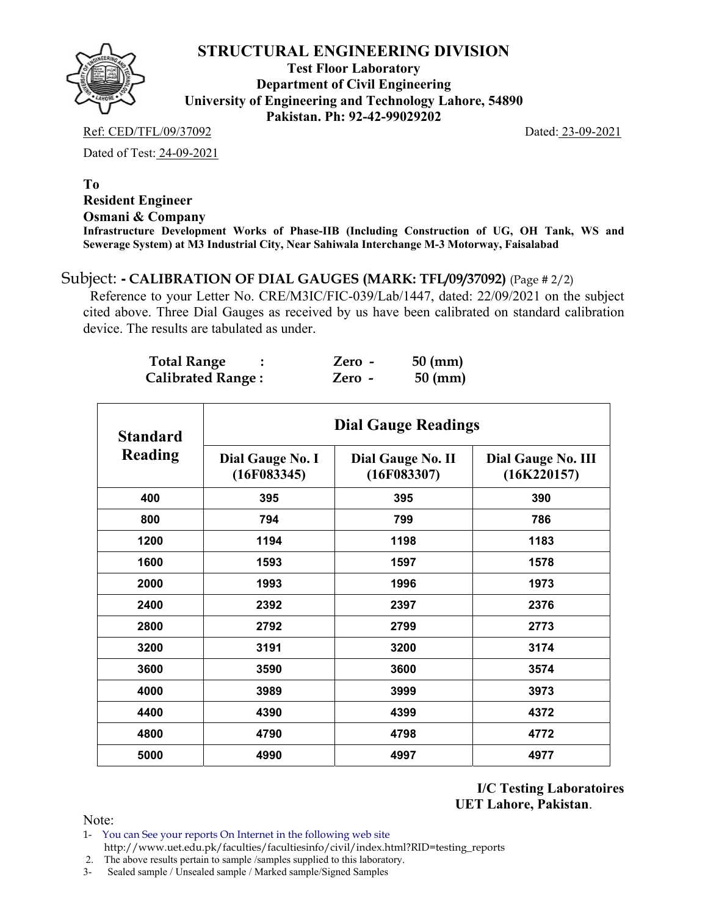# STRUCTURAL ENGINEERING DIVISION

**Test Floor Laboratory**
**Department of Civil Engineering**
**University of Engineering and Technology Lahore, 54890**
**Pakistan. Ph: 92-42-99029202**

Ref: CED/TFL/09/37092 Dated: 23-09-2021

Dated of Test: 24-09-2021

**To**
**Resident Engineer**
**Osmani & Company**
**Infrastructure Development Works of Phase-IIB (Including Construction of UG, OH Tank, WS and Sewerage System) at M3 Industrial City, Near Sahiwala Interchange M-3 Motorway, Faisalabad**

Subject: **- CALIBRATION OF DIAL GAUGES (MARK: TFL/09/37092)** (Page # 2/2)

Reference to your Letter No. CRE/M3IC/FIC-039/Lab/1447, dated: 22/09/2021 on the subject cited above. Three Dial Gauges as received by us have been calibrated on standard calibration device. The results are tabulated as under.

**Total Range :** Zero - 50 (mm)
**Calibrated Range :** Zero - 50 (mm)

| Standard Reading | Dial Gauge Readings | | |
|---|---|---|---|
| | Dial Gauge No. I (16F083345) | Dial Gauge No. II (16F083307) | Dial Gauge No. III (16K220157) |
| 400 | 395 | 395 | 390 |
| 800 | 794 | 799 | 786 |
| 1200 | 1194 | 1198 | 1183 |
| 1600 | 1593 | 1597 | 1578 |
| 2000 | 1993 | 1996 | 1973 |
| 2400 | 2392 | 2397 | 2376 |
| 2800 | 2792 | 2799 | 2773 |
| 3200 | 3191 | 3200 | 3174 |
| 3600 | 3590 | 3600 | 3574 |
| 4000 | 3989 | 3999 | 3973 |
| 4400 | 4390 | 4399 | 4372 |
| 4800 | 4790 | 4798 | 4772 |
| 5000 | 4990 | 4997 | 4977 |

**I/C Testing Laboratoires**
**UET Lahore, Pakistan**.

Note:
1- You can See your reports On Internet in the following web site
http://www.uet.edu.pk/faculties/facultiesinfo/civil/index.html?RID=testing_reports
2. The above results pertain to sample /samples supplied to this laboratory.
3- Sealed sample / Unsealed sample / Marked sample/Signed Samples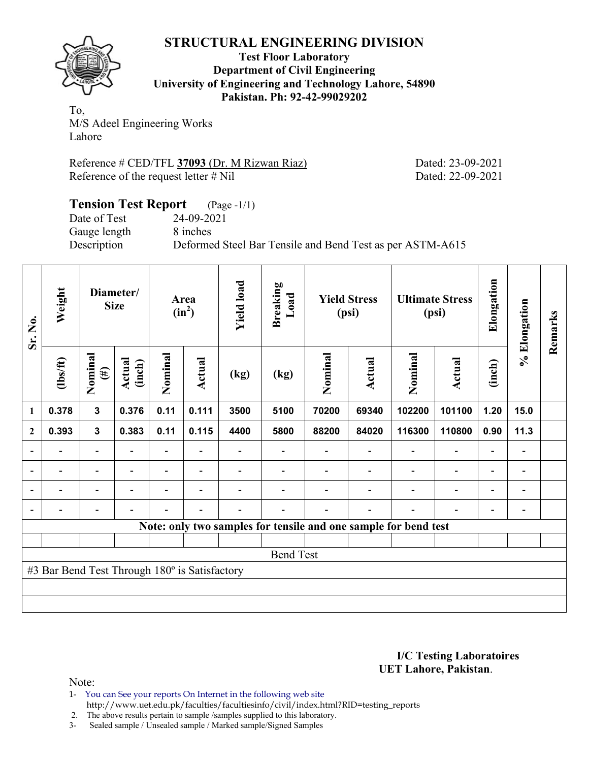# STRUCTURAL ENGINEERING DIVISION

**Test Floor Laboratory**
**Department of Civil Engineering**
**University of Engineering and Technology Lahore, 54890**
**Pakistan. Ph: 92-42-99029202**

To,
M/S Adeel Engineering Works
Lahore

Reference # CED/TFL **37093** (Dr. M Rizwan Riaz) Dated: 23-09-2021
Reference of the request letter # Nil Dated: 22-09-2021

## Tension Test Report (Page -1/1)

Date of Test 24-09-2021
Gauge length 8 inches
Description Deformed Steel Bar Tensile and Bend Test as per ASTM-A615

| Sr. No. | Weight | Diameter/ Size | | Area ($in^2$) | | Yield load | Breaking Load | Yield Stress (psi) | | Ultimate Stress (psi) | | Elongation | % Elongation | Remarks |
|---|---|---|---|---|---|---|---|---|---|---|---|---|---|---|
| | (lbs/ft) | Nominal (#) | Actual (inch) | Nominal | Actual | (kg) | (kg) | Nominal | Actual | Nominal | Actual | (inch) | | |
| 1 | 0.378 | 3 | 0.376 | 0.11 | 0.111 | 3500 | 5100 | 70200 | 69340 | 102200 | 101100 | 1.20 | 15.0 | |
| 2 | 0.393 | 3 | 0.383 | 0.11 | 0.115 | 4400 | 5800 | 88200 | 84020 | 116300 | 110800 | 0.90 | 11.3 | |
| - | - | - | - | - | - | - | - | - | - | - | - | - | - | |
| - | - | - | - | - | - | - | - | - | - | - | - | - | - | |
| - | - | - | - | - | - | - | - | - | - | - | - | - | - | |
| - | - | - | - | - | - | - | - | - | - | - | - | - | - | |

Note: only two samples for tensile and one sample for bend test

Bend Test

#3 Bar Bend Test Through 180º is Satisfactory

**I/C Testing Laboratoires**
**UET Lahore, Pakistan**.

Note:
1- You can See your reports On Internet in the following web site
http://www.uet.edu.pk/faculties/facultiesinfo/civil/index.html?RID=testing_reports
2. The above results pertain to sample /samples supplied to this laboratory.
3- Sealed sample / Unsealed sample / Marked sample/Signed Samples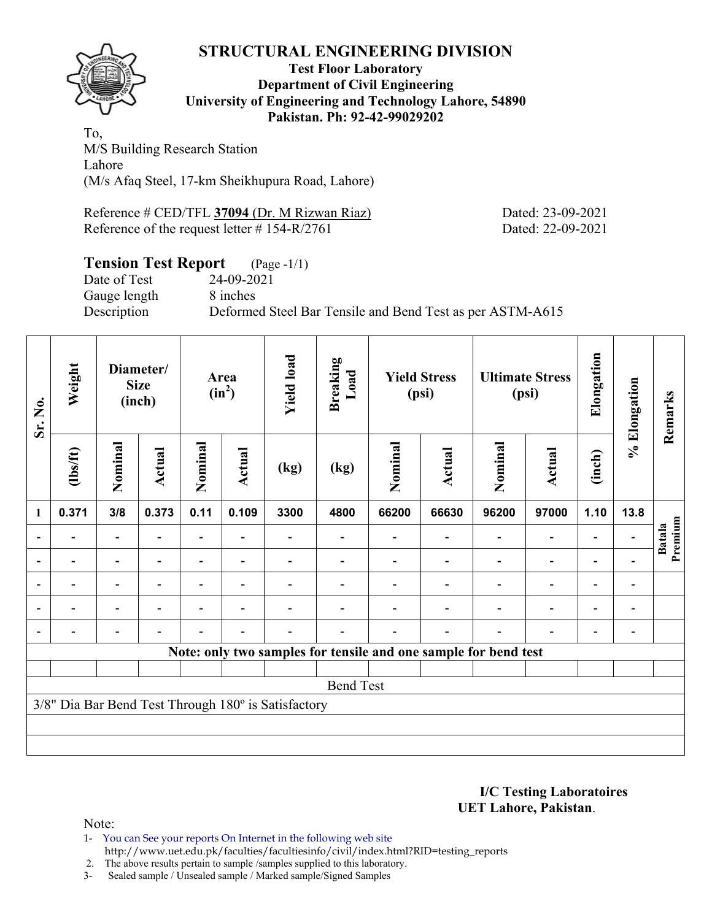# STRUCTURAL ENGINEERING DIVISION

**Test Floor Laboratory**
**Department of Civil Engineering**
**University of Engineering and Technology Lahore, 54890**
**Pakistan. Ph: 92-42-99029202**

To,
M/S Building Research Station
Lahore
(M/s Afaq Steel, 17-km Sheikhupura Road, Lahore)

Reference # CED/TFL **37094** (Dr. M Rizwan Riaz) Dated: 23-09-2021
Reference of the request letter # 154-R/2761 Dated: 22-09-2021

## Tension Test Report (Page -1/1)

Date of Test 24-09-2021
Gauge length 8 inches
Description Deformed Steel Bar Tensile and Bend Test as per ASTM-A615

| Sr. No. | Weight | Diameter/ Size (inch) | | Area ($in^2$) | | Yield load | Breaking Load | Yield Stress (psi) | | Ultimate Stress (psi) | | Elongation | % Elongation | Remarks |
|---|---|---|---|---|---|---|---|---|---|---|---|---|---|---|
| | (lbs/ft) | Nominal | Actual | Nominal | Actual | (kg) | (kg) | Nominal | Actual | Nominal | Actual | (inch) | | |
| 1 | 0.371 | 3/8 | 0.373 | 0.11 | 0.109 | 3300 | 4800 | 66200 | 66630 | 96200 | 97000 | 1.10 | 13.8 | Batala Premium |
| - | - | - | - | - | - | - | - | - | - | - | - | - | - | |
| - | - | - | - | - | - | - | - | - | - | - | - | - | - | |
| - | - | - | - | - | - | - | - | - | - | - | - | - | - | |
| - | - | - | - | - | - | - | - | - | - | - | - | - | - | |
| - | - | - | - | - | - | - | - | - | - | - | - | - | - | |

**Note: only two samples for tensile and one sample for bend test**

Bend Test

3/8" Dia Bar Bend Test Through 180º is Satisfactory

**I/C Testing Laboratoires**
**UET Lahore, Pakistan.**

Note:
1- You can See your reports On Internet in the following web site
http://www.uet.edu.pk/faculties/facultiesinfo/civil/index.html?RID=testing_reports
2. The above results pertain to sample /samples supplied to this laboratory.
3- Sealed sample / Unsealed sample / Marked sample/Signed Samples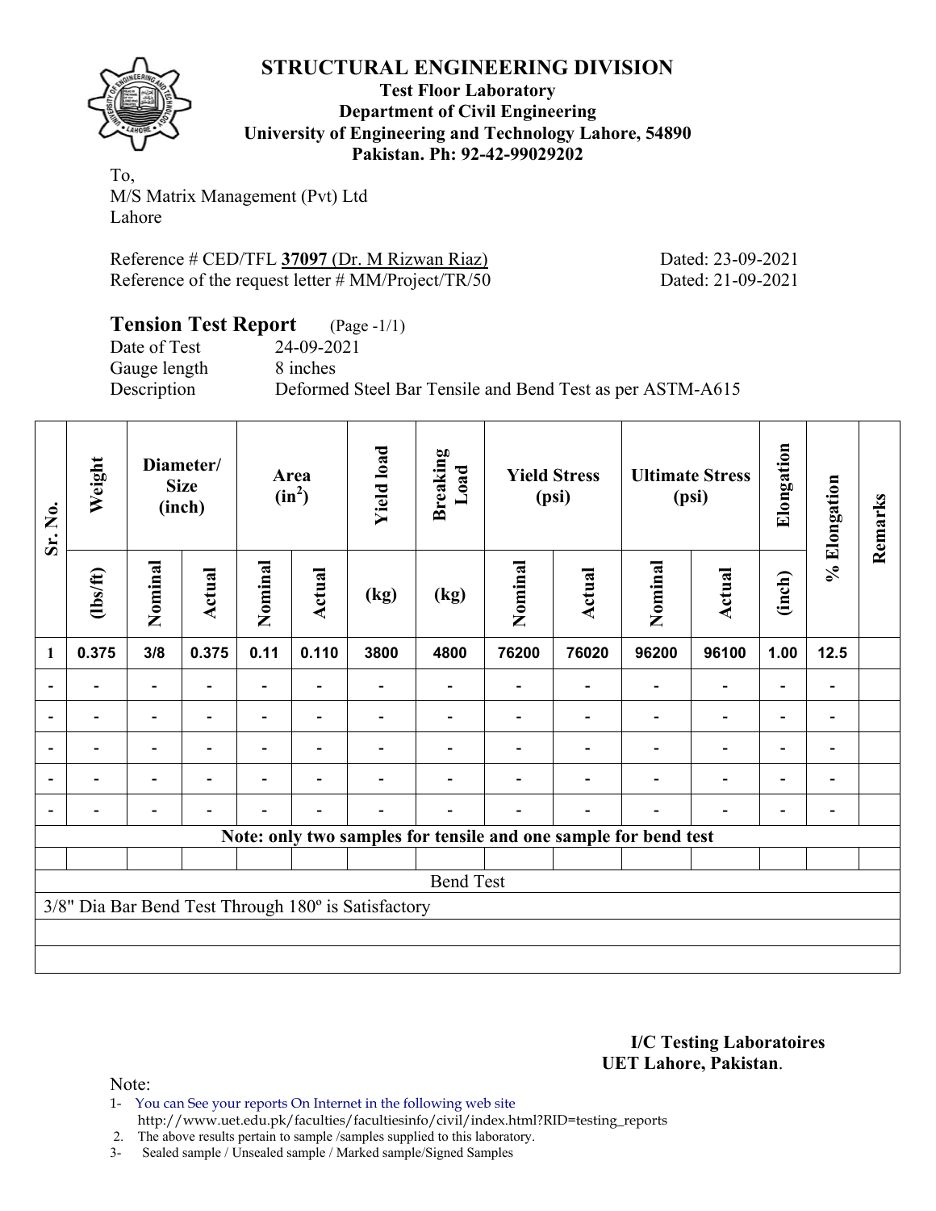# STRUCTURAL ENGINEERING DIVISION

**Test Floor Laboratory**
**Department of Civil Engineering**
**University of Engineering and Technology Lahore, 54890**
**Pakistan. Ph: 92-42-99029202**

To,
M/S Matrix Management (Pvt) Ltd
Lahore

Reference # CED/TFL **37097** (Dr. M Rizwan Riaz) Dated: 23-09-2021
Reference of the request letter # MM/Project/TR/50 Dated: 21-09-2021

## Tension Test Report (Page -1/1)

Date of Test 24-09-2021
Gauge length 8 inches
Description Deformed Steel Bar Tensile and Bend Test as per ASTM-A615

| Sr. No. | Weight | Diameter/ Size (inch) | | Area ($in^2$) | | Yield load | Breaking Load | Yield Stress (psi) | | Ultimate Stress (psi) | | Elongation | % Elongation | Remarks |
|---|---|---|---|---|---|---|---|---|---|---|---|---|---|---|
| | (lbs/ft) | Nominal | Actual | Nominal | Actual | (kg) | (kg) | Nominal | Actual | Nominal | Actual | (inch) | | |
| 1 | 0.375 | 3/8 | 0.375 | 0.11 | 0.110 | 3800 | 4800 | 76200 | 76020 | 96200 | 96100 | 1.00 | 12.5 | |
| - | - | - | - | - | - | - | - | - | - | - | - | - | - | |
| - | - | - | - | - | - | - | - | - | - | - | - | - | - | |
| - | - | - | - | - | - | - | - | - | - | - | - | - | - | |
| - | - | - | - | - | - | - | - | - | - | - | - | - | - | |
| - | - | - | - | - | - | - | - | - | - | - | - | - | - | |
| Note: only two samples for tensile and one sample for bend test | | | | | | | | | | | | | | |

Bend Test

3/8" Dia Bar Bend Test Through 180º is Satisfactory

**I/C Testing Laboratoires**
**UET Lahore, Pakistan**.

Note:
1- You can See your reports On Internet in the following web site
http://www.uet.edu.pk/faculties/facultiesinfo/civil/index.html?RID=testing_reports
2. The above results pertain to sample /samples supplied to this laboratory.
3- Sealed sample / Unsealed sample / Marked sample/Signed Samples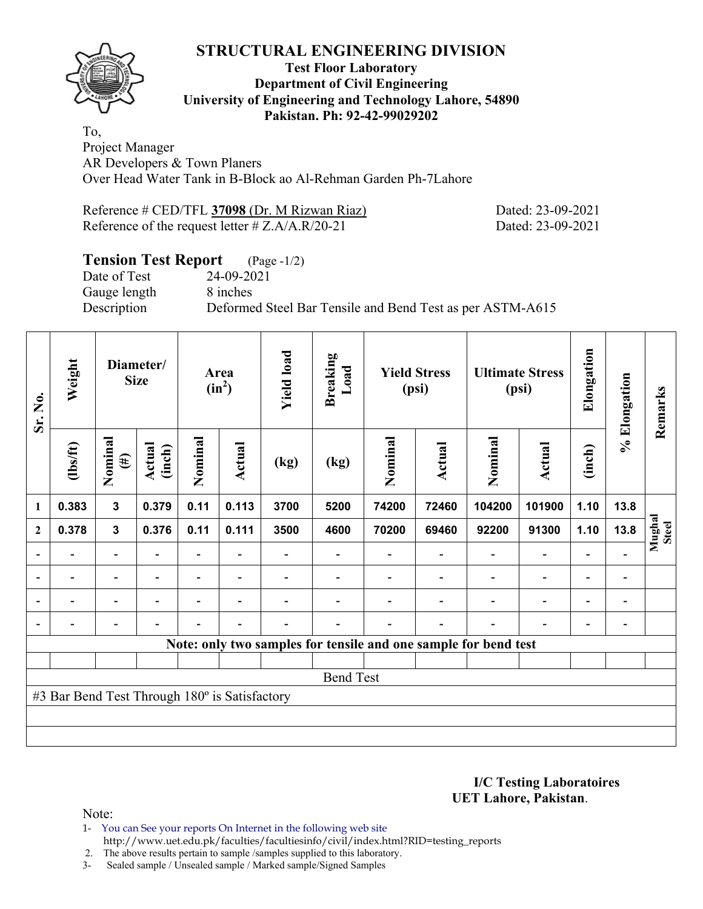# STRUCTURAL ENGINEERING DIVISION

**Test Floor Laboratory**
**Department of Civil Engineering**
**University of Engineering and Technology Lahore, 54890**
**Pakistan. Ph: 92-42-99029202**

To,
Project Manager
AR Developers & Town Planers
Over Head Water Tank in B-Block ao Al-Rehman Garden Ph-7Lahore

Reference # CED/TFL **37098** (Dr. M Rizwan Riaz) Dated: 23-09-2021
Reference of the request letter # Z.A/A.R/20-21 Dated: 23-09-2021

## Tension Test Report (Page -1/2)

Date of Test 24-09-2021
Gauge length 8 inches
Description Deformed Steel Bar Tensile and Bend Test as per ASTM-A615

| Sr. No. | Weight | Diameter/ Size | | Area ($in^2$) | | Yield load | Breaking Load | Yield Stress (psi) | | Ultimate Stress (psi) | | Elongation | % Elongation | Remarks |
|---|---|---|---|---|---|---|---|---|---|---|---|---|---|---|
| | (lbs/ft) | Nominal (#) | Actual (inch) | Nominal | Actual | (kg) | (kg) | Nominal | Actual | Nominal | Actual | (inch) | | |
| 1 | 0.383 | 3 | 0.379 | 0.11 | 0.113 | 3700 | 5200 | 74200 | 72460 | 104200 | 101900 | 1.10 | 13.8 | Mughal Steel |
| 2 | 0.378 | 3 | 0.376 | 0.11 | 0.111 | 3500 | 4600 | 70200 | 69460 | 92200 | 91300 | 1.10 | 13.8 | |
| - | - | - | - | - | - | - | - | - | - | - | - | - | - | |
| - | - | - | - | - | - | - | - | - | - | - | - | - | - | |
| - | - | - | - | - | - | - | - | - | - | - | - | - | - | |
| - | - | - | - | - | - | - | - | - | - | - | - | - | - | |

**Note: only two samples for tensile and one sample for bend test**

Bend Test

#3 Bar Bend Test Through 180º is Satisfactory

**I/C Testing Laboratoires**
**UET Lahore, Pakistan**.

Note:

1- You can See your reports On Internet in the following web site
http://www.uet.edu.pk/faculties/facultiesinfo/civil/index.html?RID=testing_reports
2. The above results pertain to sample /samples supplied to this laboratory.
3- Sealed sample / Unsealed sample / Marked sample/Signed Samples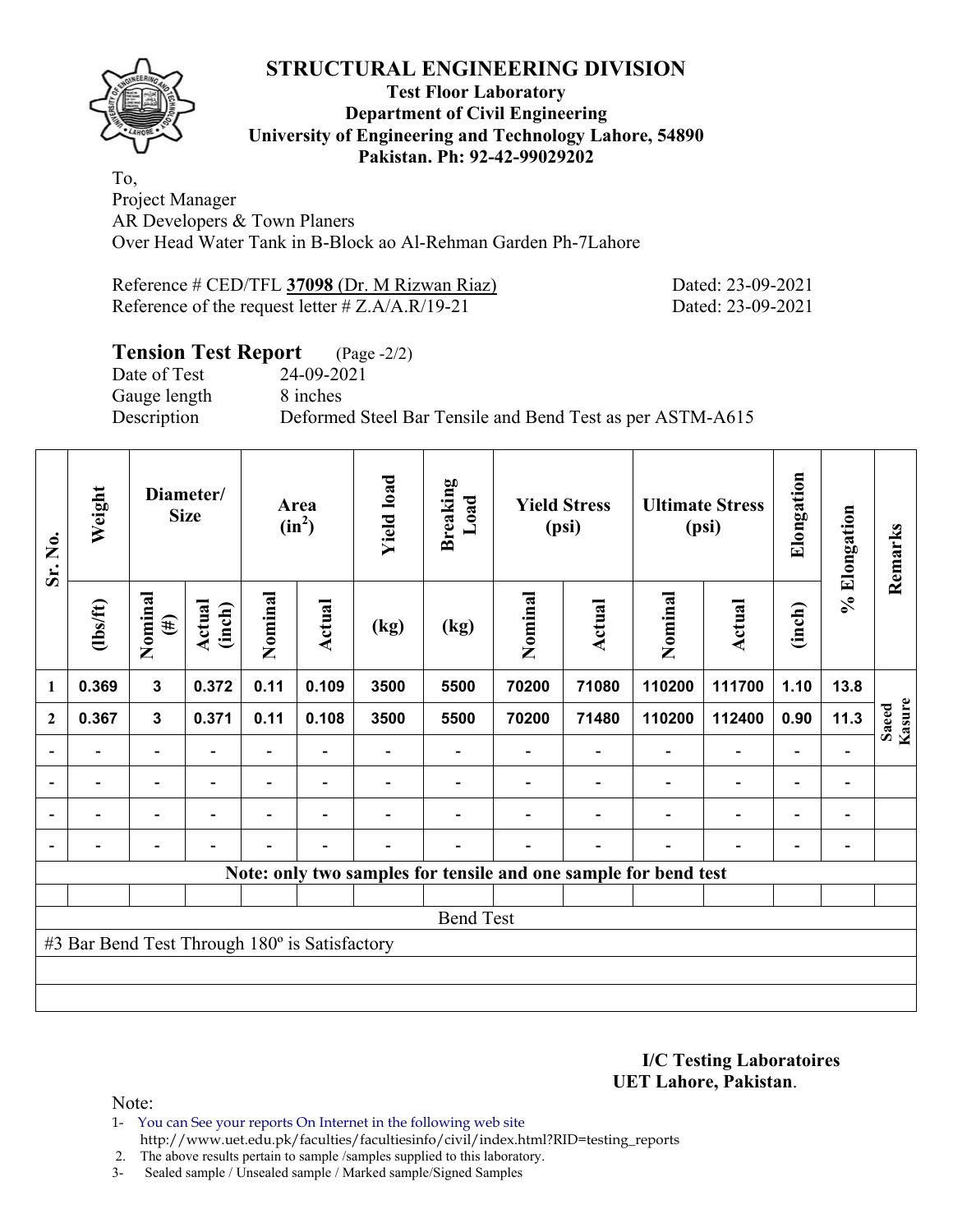# STRUCTURAL ENGINEERING DIVISION

**Test Floor Laboratory**
**Department of Civil Engineering**
**University of Engineering and Technology Lahore, 54890**
**Pakistan. Ph: 92-42-99029202**

To,
Project Manager
AR Developers & Town Planers
Over Head Water Tank in B-Block ao Al-Rehman Garden Ph-7Lahore

Reference # CED/TFL **37098** (Dr. M Rizwan Riaz) Dated: 23-09-2021
Reference of the request letter # Z.A/A.R/19-21 Dated: 23-09-2021

## Tension Test Report (Page -2/2)

Date of Test 24-09-2021
Gauge length 8 inches
Description Deformed Steel Bar Tensile and Bend Test as per ASTM-A615

| Sr. No. | Weight | Diameter/ Size | | Area ($in^2$) | | Yield load | Breaking Load | Yield Stress (psi) | | Ultimate Stress (psi) | | Elongation | % Elongation | Remarks |
|---|---|---|---|---|---|---|---|---|---|---|---|---|---|---|
| | (lbs/ft) | Nominal (#) | Actual (inch) | Nominal | Actual | (kg) | (kg) | Nominal | Actual | Nominal | Actual | (inch) | | |
| 1 | 0.369 | 3 | 0.372 | 0.11 | 0.109 | 3500 | 5500 | 70200 | 71080 | 110200 | 111700 | 1.10 | 13.8 | Saeed Kasure |
| 2 | 0.367 | 3 | 0.371 | 0.11 | 0.108 | 3500 | 5500 | 70200 | 71480 | 110200 | 112400 | 0.90 | 11.3 | |
| - | - | - | - | - | - | - | - | - | - | - | - | - | - | |
| - | - | - | - | - | - | - | - | - | - | - | - | - | - | |
| - | - | - | - | - | - | - | - | - | - | - | - | - | - | |
| - | - | - | - | - | - | - | - | - | - | - | - | - | - | |
| Note: only two samples for tensile and one sample for bend test | | | | | | | | | | | | | | |
| Bend Test | | | | | | | | | | | | | | |
| #3 Bar Bend Test Through 180º is Satisfactory | | | | | | | | | | | | | | |

**I/C Testing Laboratoires**
**UET Lahore, Pakistan**.

Note:
1- You can See your reports On Internet in the following web site
http://www.uet.edu.pk/faculties/facultiesinfo/civil/index.html?RID=testing_reports
2. The above results pertain to sample /samples supplied to this laboratory.
3- Sealed sample / Unsealed sample / Marked sample/Signed Samples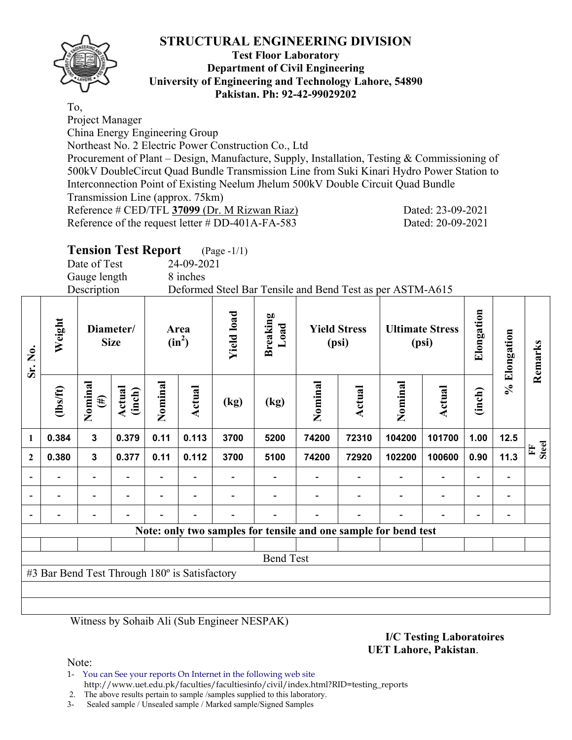# STRUCTURAL ENGINEERING DIVISION

**Test Floor Laboratory**
**Department of Civil Engineering**
**University of Engineering and Technology Lahore, 54890**
**Pakistan. Ph: 92-42-99029202**

To,
Project Manager
China Energy Engineering Group
Northeast No. 2 Electric Power Construction Co., Ltd
Procurement of Plant – Design, Manufacture, Supply, Installation, Testing & Commissioning of 500kV DoubleCircut Quad Bundle Transmission Line from Suki Kinari Hydro Power Station to Interconnection Point of Existing Neelum Jhelum 500kV Double Circuit Quad Bundle Transmission Line (approx. 75km)
Reference # CED/TFL **37099** (Dr. M Rizwan Riaz) Dated: 23-09-2021
Reference of the request letter # DD-401A-FA-583 Dated: 20-09-2021

## Tension Test Report (Page -1/1)

Date of Test 24-09-2021
Gauge length 8 inches
Description Deformed Steel Bar Tensile and Bend Test as per ASTM-A615

| Sr. No. | Weight | Diameter/ Size | | Area ($in^2$) | | Yield load | Breaking Load | Yield Stress (psi) | | Ultimate Stress (psi) | | Elongation | % Elongation | Remarks |
|---|---|---|---|---|---|---|---|---|---|---|---|---|---|---|
| | (lbs/ft) | Nominal (#) | Actual (inch) | Nominal | Actual | (kg) | (kg) | Nominal | Actual | Nominal | Actual | (inch) | | |
| 1 | 0.384 | 3 | 0.379 | 0.11 | 0.113 | 3700 | 5200 | 74200 | 72310 | 104200 | 101700 | 1.00 | 12.5 | FF Steel |
| 2 | 0.380 | 3 | 0.377 | 0.11 | 0.112 | 3700 | 5100 | 74200 | 72920 | 102200 | 100600 | 0.90 | 11.3 | |
| - | - | - | - | - | - | - | - | - | - | - | - | - | - | |
| - | - | - | - | - | - | - | - | - | - | - | - | - | - | |
| - | - | - | - | - | - | - | - | - | - | - | - | - | - | |

**Note: only two samples for tensile and one sample for bend test**

Bend Test

#3 Bar Bend Test Through 180º is Satisfactory

Witness by Sohaib Ali (Sub Engineer NESPAK)

**I/C Testing Laboratoires**
**UET Lahore, Pakistan**.

Note:
1- You can See your reports On Internet in the following web site
http://www.uet.edu.pk/faculties/facultiesinfo/civil/index.html?RID=testing_reports
2. The above results pertain to sample /samples supplied to this laboratory.
3- Sealed sample / Unsealed sample / Marked sample/Signed Samples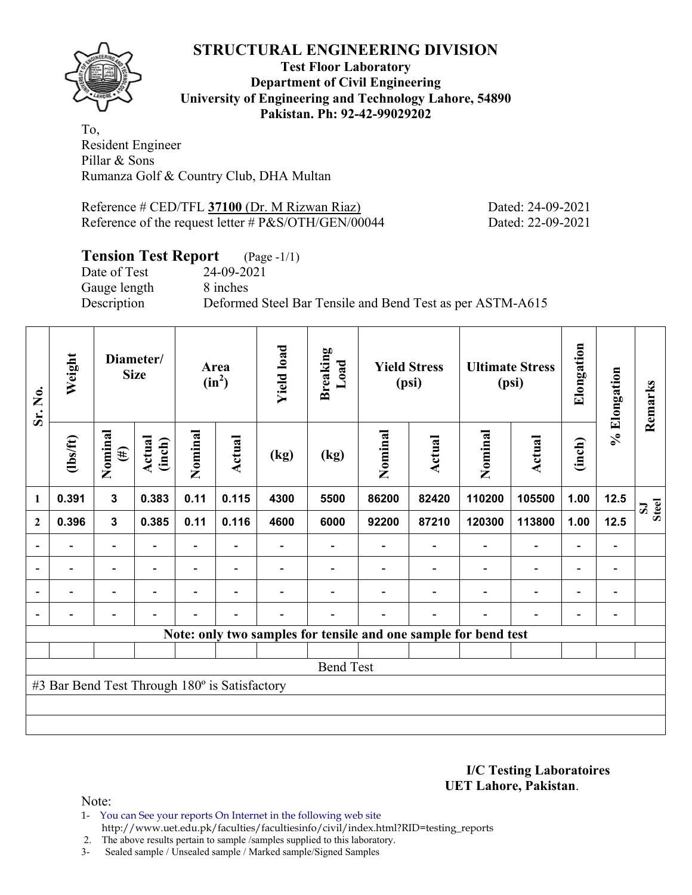# STRUCTURAL ENGINEERING DIVISION

**Test Floor Laboratory**
**Department of Civil Engineering**
**University of Engineering and Technology Lahore, 54890**
**Pakistan. Ph: 92-42-99029202**

To,
Resident Engineer
Pillar & Sons
Rumanza Golf & Country Club, DHA Multan

Reference # CED/TFL **37100** (Dr. M Rizwan Riaz) Dated: 24-09-2021
Reference of the request letter # P&S/OTH/GEN/00044 Dated: 22-09-2021

**Tension Test Report** (Page -1/1)
Date of Test 24-09-2021
Gauge length 8 inches
Description Deformed Steel Bar Tensile and Bend Test as per ASTM-A615

| Sr. No. | Weight | Diameter/ Size | | Area ($in^2$) | | Yield load | Breaking Load | Yield Stress (psi) | | Ultimate Stress (psi) | | Elongation | % Elongation | Remarks |
|---|---|---|---|---|---|---|---|---|---|---|---|---|---|---|
| | (lbs/ft) | Nominal (#) | Actual (inch) | Nominal | Actual | (kg) | (kg) | Nominal | Actual | Nominal | Actual | (inch) | | |
| 1 | 0.391 | 3 | 0.383 | 0.11 | 0.115 | 4300 | 5500 | 86200 | 82420 | 110200 | 105500 | 1.00 | 12.5 | SJ Steel |
| 2 | 0.396 | 3 | 0.385 | 0.11 | 0.116 | 4600 | 6000 | 92200 | 87210 | 120300 | 113800 | 1.00 | 12.5 | |
| - | - | - | - | - | - | - | - | - | - | - | - | - | - | |
| - | - | - | - | - | - | - | - | - | - | - | - | - | - | |
| - | - | - | - | - | - | - | - | - | - | - | - | - | - | |
| - | - | - | - | - | - | - | - | - | - | - | - | - | - | |
| **Note: only two samples for tensile and one sample for bend test** | | | | | | | | | | | | | | |
| Bend Test | | | | | | | | | | | | | | |
| #3 Bar Bend Test Through 180º is Satisfactory | | | | | | | | | | | | | | |

**I/C Testing Laboratoires**
**UET Lahore, Pakistan**.

Note:
1- You can See your reports On Internet in the following web site
http://www.uet.edu.pk/faculties/facultiesinfo/civil/index.html?RID=testing_reports
2. The above results pertain to sample /samples supplied to this laboratory.
3- Sealed sample / Unsealed sample / Marked sample/Signed Samples